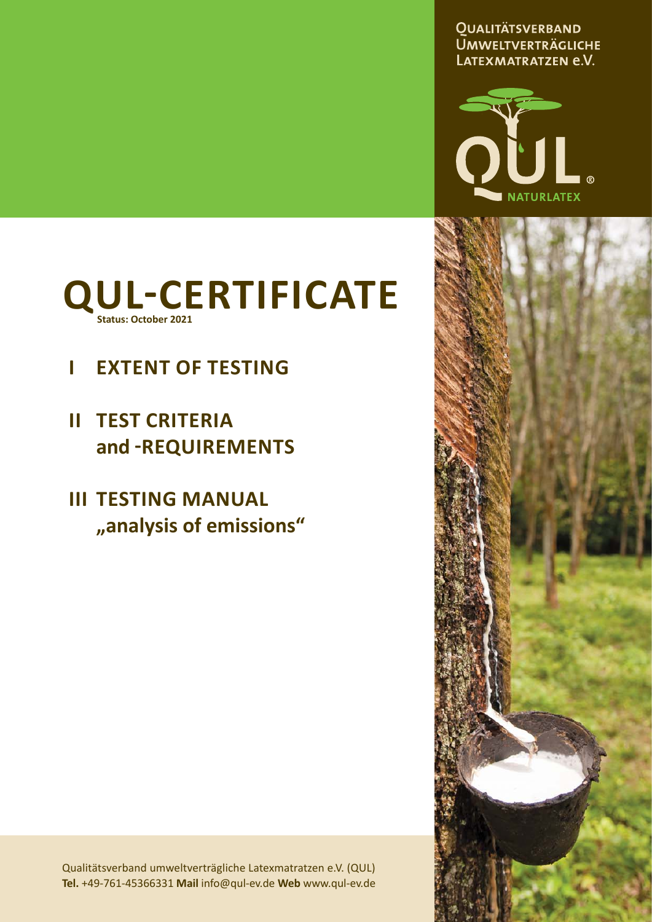Qualitätsverband Umweltverträgliche Latexmatratzen e.V.

QUL
NATURLATEX

# QUL-CERTIFICATE

**Status: October 2021**

## I EXTENT OF TESTING

## II TEST CRITERIA and -REQUIREMENTS

## III TESTING MANUAL „analysis of emissions“

Qualitätsverband umweltverträgliche Latexmatratzen e.V. (QUL)
**Tel.** +49-761-45366331 **Mail** info@qul-ev.de **Web** www.qul-ev.de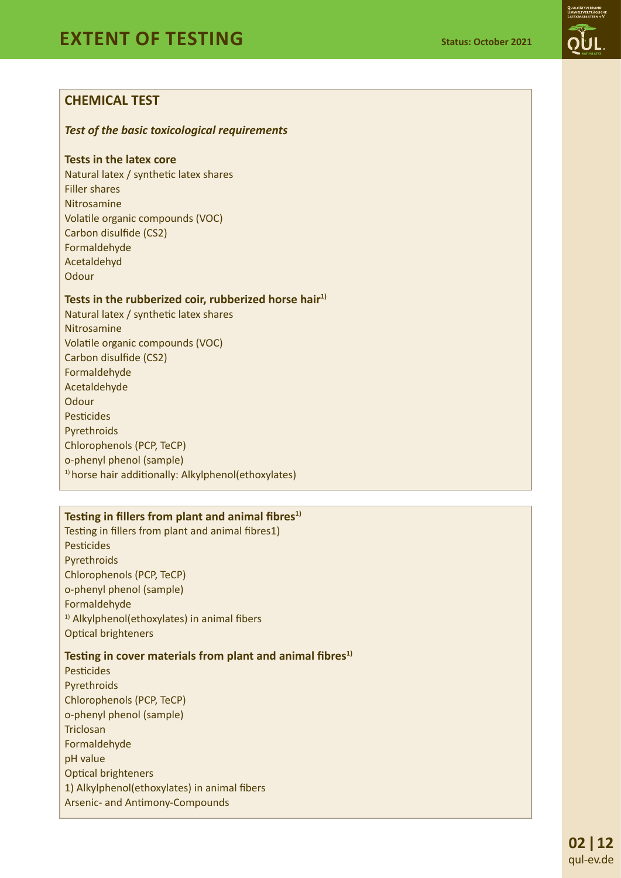# EXTENT OF TESTING

**Status: October 2021**

## CHEMICAL TEST

***Test of the basic toxicological requirements***

**Tests in the latex core**

Natural latex / synthetic latex shares
Filler shares
Nitrosamine
Volatile organic compounds (VOC)
Carbon disulfide (CS2)
Formaldehyde
Acetaldehyd
Odour

**Tests in the rubberized coir, rubberized horse hair[1)]**

Natural latex / synthetic latex shares
Nitrosamine
Volatile organic compounds (VOC)
Carbon disulfide (CS2)
Formaldehyde
Acetaldehyde
Odour
Pesticides
Pyrethroids
Chlorophenols (PCP, TeCP)
o-phenyl phenol (sample)
[1)] horse hair additionally: Alkylphenol(ethoxylates)

**Testing in fillers from plant and animal fibres[1)]**

Testing in fillers from plant and animal fibres1)
Pesticides
Pyrethroids
Chlorophenols (PCP, TeCP)
o-phenyl phenol (sample)
Formaldehyde
[1)] Alkylphenol(ethoxylates) in animal fibers
Optical brighteners

**Testing in cover materials from plant and animal fibres[1)]**

Pesticides
Pyrethroids
Chlorophenols (PCP, TeCP)
o-phenyl phenol (sample)
Triclosan
Formaldehyde
pH value
Optical brighteners
1) Alkylphenol(ethoxylates) in animal fibers
Arsenic- and Antimony-Compounds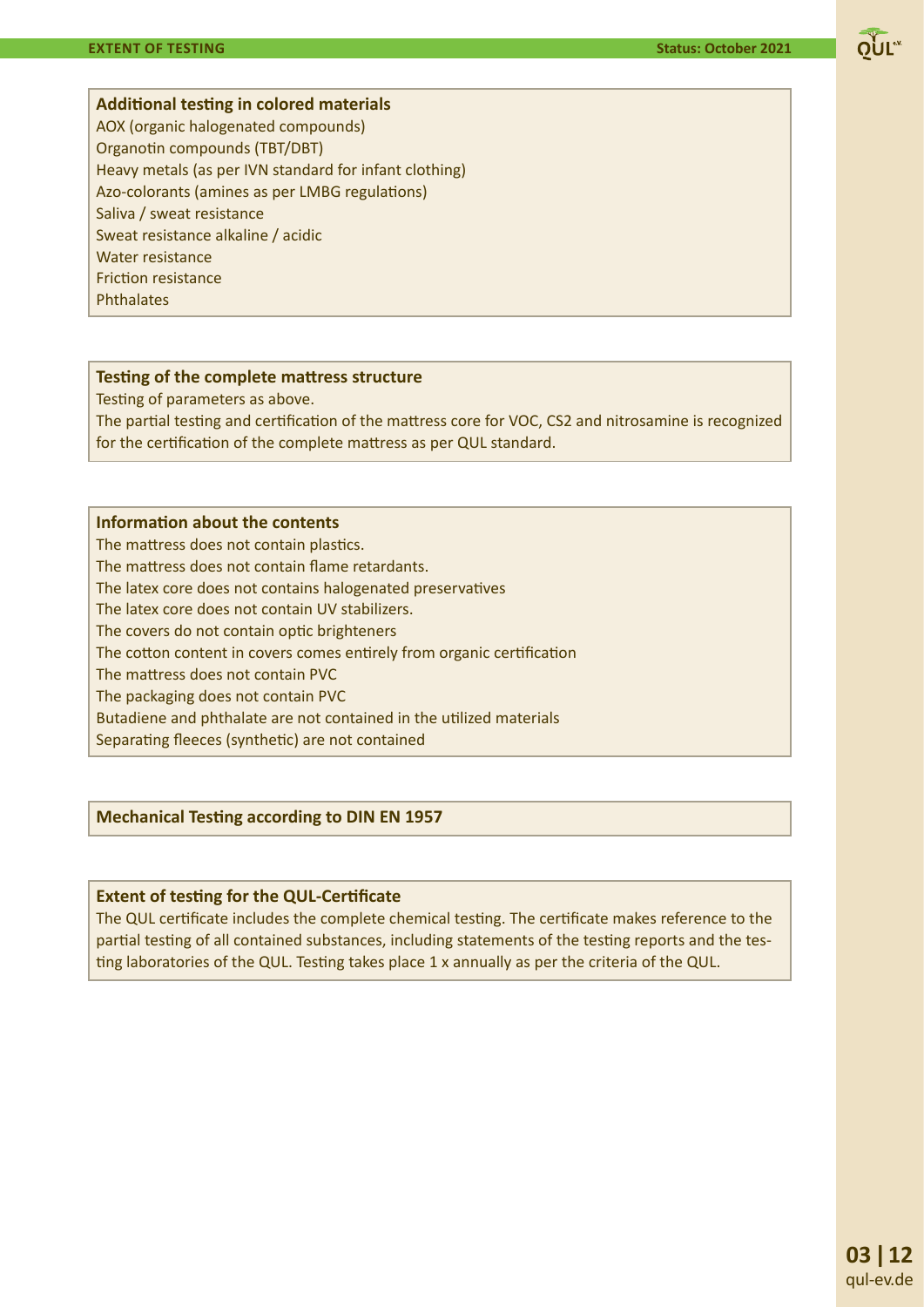### Additional testing in colored materials

AOX (organic halogenated compounds)
Organotin compounds (TBT/DBT)
Heavy metals (as per IVN standard for infant clothing)
Azo-colorants (amines as per LMBG regulations)
Saliva / sweat resistance
Sweat resistance alkaline / acidic
Water resistance
Friction resistance
Phthalates

### Testing of the complete mattress structure

Testing of parameters as above.
The partial testing and certification of the mattress core for VOC, CS2 and nitrosamine is recognized for the certification of the complete mattress as per QUL standard.

### Information about the contents

The mattress does not contain plastics.
The mattress does not contain flame retardants.
The latex core does not contains halogenated preservatives
The latex core does not contain UV stabilizers.
The covers do not contain optic brighteners
The cotton content in covers comes entirely from organic certification
The mattress does not contain PVC
The packaging does not contain PVC
Butadiene and phthalate are not contained in the utilized materials
Separating fleeces (synthetic) are not contained

### Mechanical Testing according to DIN EN 1957

### Extent of testing for the QUL-Certificate

The QUL certificate includes the complete chemical testing. The certificate makes reference to the partial testing of all contained substances, including statements of the testing reports and the testing laboratories of the QUL. Testing takes place 1 x annually as per the criteria of the QUL.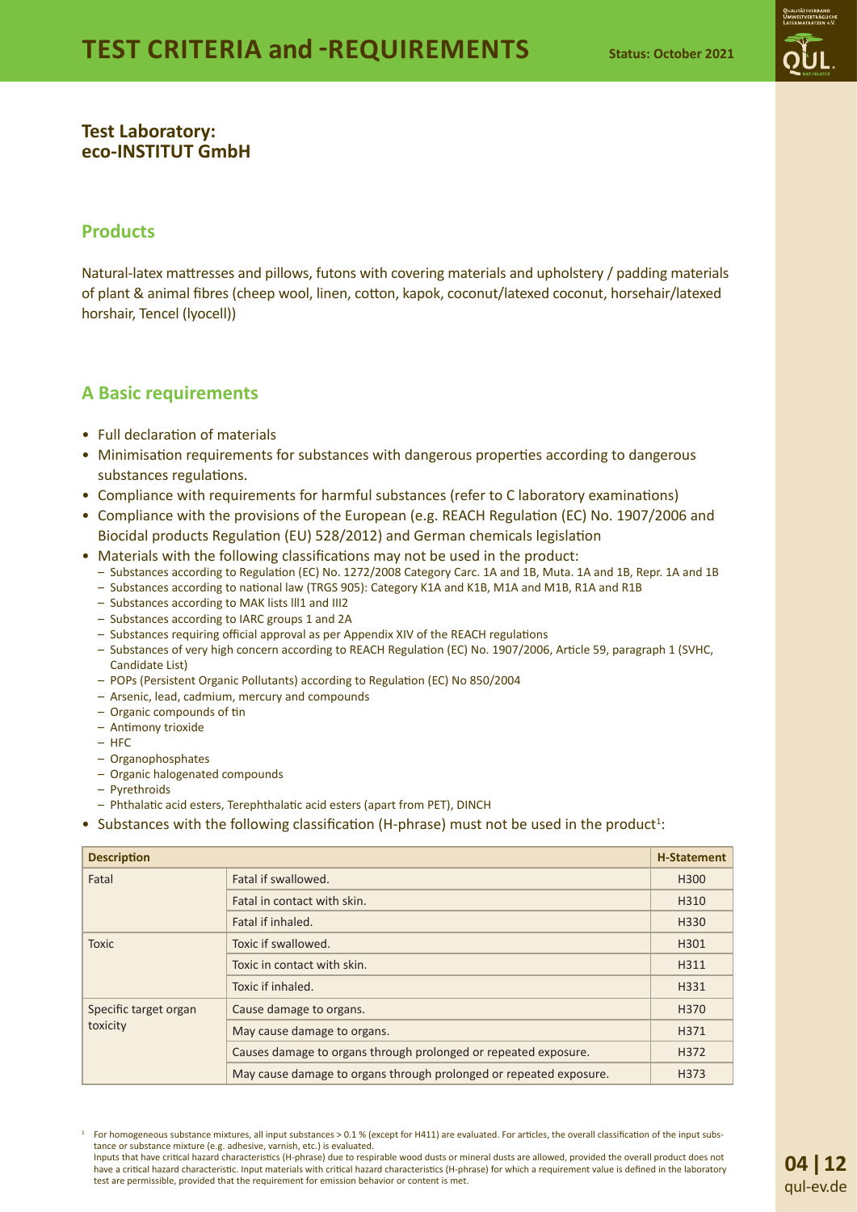# TEST CRITERIA and -REQUIREMENTS

**Status: October 2021**

**Test Laboratory:**
**eco-INSTITUT GmbH**

## Products

Natural-latex mattresses and pillows, futons with covering materials and upholstery / padding materials of plant & animal fibres (cheep wool, linen, cotton, kapok, coconut/latexed coconut, horsehair/latexed horshair, Tencel (lyocell))

## A Basic requirements

- Full declaration of materials
- Minimisation requirements for substances with dangerous properties according to dangerous substances regulations.
- Compliance with requirements for harmful substances (refer to C laboratory examinations)
- Compliance with the provisions of the European (e.g. REACH Regulation (EC) No. 1907/2006 and Biocidal products Regulation (EU) 528/2012) and German chemicals legislation
- Materials with the following classifications may not be used in the product:
  - Substances according to Regulation (EC) No. 1272/2008 Category Carc. 1A and 1B, Muta. 1A and 1B, Repr. 1A and 1B
  - Substances according to national law (TRGS 905): Category K1A and K1B, M1A and M1B, R1A and R1B
  - Substances according to MAK lists lll1 and III2
  - Substances according to IARC groups 1 and 2A
  - Substances requiring official approval as per Appendix XIV of the REACH regulations
  - Substances of very high concern according to REACH Regulation (EC) No. 1907/2006, Article 59, paragraph 1 (SVHC, Candidate List)
  - POPs (Persistent Organic Pollutants) according to Regulation (EC) No 850/2004
  - Arsenic, lead, cadmium, mercury and compounds
  - Organic compounds of tin
  - Antimony trioxide
  - HFC
  - Organophosphates
  - Organic halogenated compounds
  - Pyrethroids
  - Phthalatic acid esters, Terephthalatic acid esters (apart from PET), DINCH
- Substances with the following classification (H-phrase) must not be used in the product[1]:

| Description | | H-Statement |
|---|---|---|
| Fatal | Fatal if swallowed. | H300 |
| | Fatal in contact with skin. | H310 |
| | Fatal if inhaled. | H330 |
| Toxic | Toxic if swallowed. | H301 |
| | Toxic in contact with skin. | H311 |
| | Toxic if inhaled. | H331 |
| Specific target organ toxicity | Cause damage to organs. | H370 |
| | May cause damage to organs. | H371 |
| | Causes damage to organs through prolonged or repeated exposure. | H372 |
| | May cause damage to organs through prolonged or repeated exposure. | H373 |

[1] For homogeneous substance mixtures, all input substances > 0.1 % (except for H411) are evaluated. For articles, the overall classification of the input substance or substance mixture (e.g. adhesive, varnish, etc.) is evaluated.
Inputs that have critical hazard characteristics (H-phrase) due to respirable wood dusts or mineral dusts are allowed, provided the overall product does not have a critical hazard characteristic. Input materials with critical hazard characteristics (H-phrase) for which a requirement value is defined in the laboratory test are permissible, provided that the requirement for emission behavior or content is met.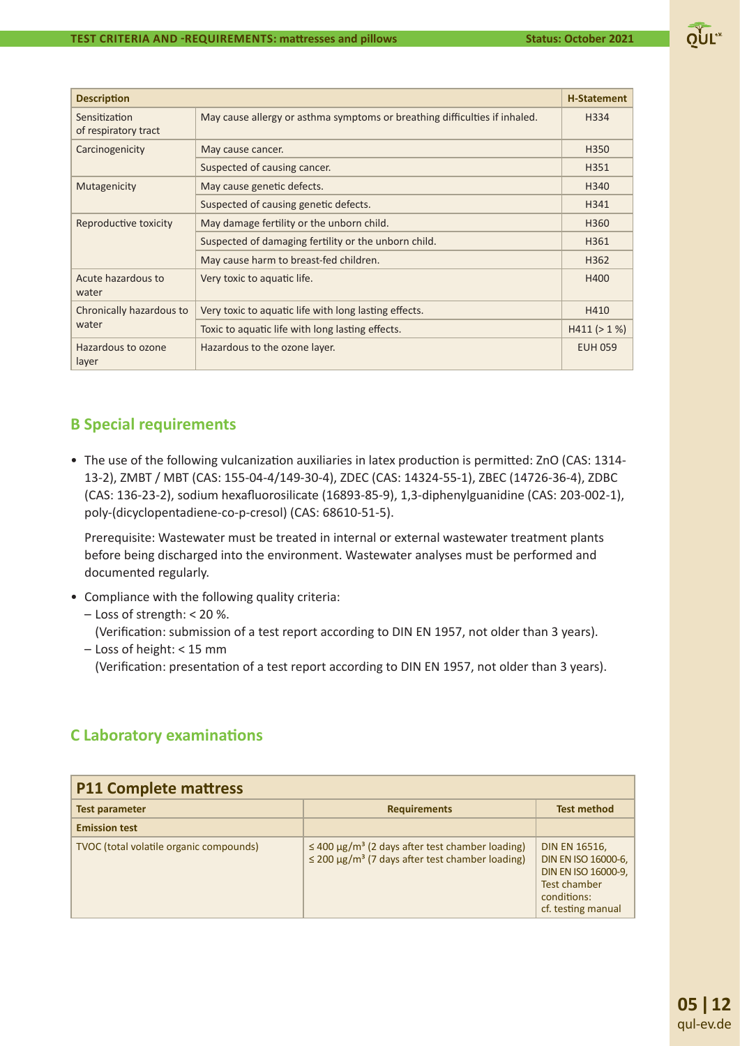| Description | | H-Statement |
|---|---|---|
| Sensitization of respiratory tract | May cause allergy or asthma symptoms or breathing difficulties if inhaled. | H334 |
| Carcinogenicity | May cause cancer. | H350 |
| | Suspected of causing cancer. | H351 |
| Mutagenicity | May cause genetic defects. | H340 |
| | Suspected of causing genetic defects. | H341 |
| Reproductive toxicity | May damage fertility or the unborn child. | H360 |
| | Suspected of damaging fertility or the unborn child. | H361 |
| | May cause harm to breast-fed children. | H362 |
| Acute hazardous to water | Very toxic to aquatic life. | H400 |
| Chronically hazardous to water | Very toxic to aquatic life with long lasting effects. | H410 |
| | Toxic to aquatic life with long lasting effects. | H411 (> 1 %) |
| Hazardous to ozone layer | Hazardous to the ozone layer. | EUH 059 |

## B Special requirements

- The use of the following vulcanization auxiliaries in latex production is permitted: ZnO (CAS: 1314-13-2), ZMBT / MBT (CAS: 155-04-4/149-30-4), ZDEC (CAS: 14324-55-1), ZBEC (14726-36-4), ZDBC (CAS: 136-23-2), sodium hexafluorosilicate (16893-85-9), 1,3-diphenylguanidine (CAS: 203-002-1), poly-(dicyclopentadiene-co-p-cresol) (CAS: 68610-51-5).

  Prerequisite: Wastewater must be treated in internal or external wastewater treatment plants before being discharged into the environment. Wastewater analyses must be performed and documented regularly.

- Compliance with the following quality criteria:
  - Loss of strength: < 20 %.
    (Verification: submission of a test report according to DIN EN 1957, not older than 3 years).
  - Loss of height: < 15 mm
    (Verification: presentation of a test report according to DIN EN 1957, not older than 3 years).

## C Laboratory examinations

| P11 Complete mattress | | |
|---|---|---|
| **Test parameter** | **Requirements** | **Test method** |
| **Emission test** | | |
| TVOC (total volatile organic compounds) | ≤ 400 µg/m³ (2 days after test chamber loading)<br>≤ 200 µg/m³ (7 days after test chamber loading) | DIN EN 16516, DIN EN ISO 16000-6, DIN EN ISO 16000-9, Test chamber conditions: cf. testing manual |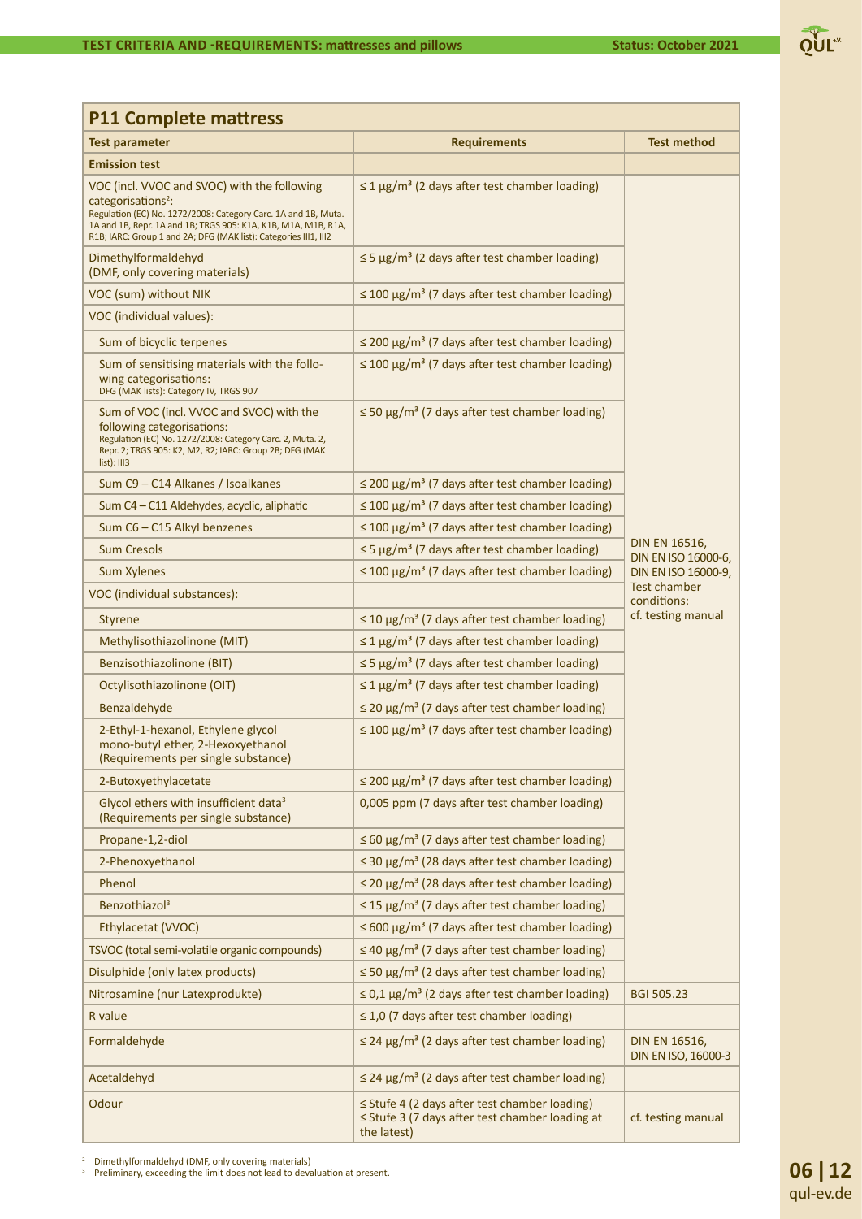## P11 Complete mattress

| Test parameter | Requirements | Test method |
|---|---|---|
| **Emission test** | | |
| VOC (incl. VVOC and SVOC) with the following categorisations[2]: Regulation (EC) No. 1272/2008: Category Carc. 1A and 1B, Muta. 1A and 1B, Repr. 1A and 1B; TRGS 905: K1A, K1B, M1A, M1B, R1A, R1B; IARC: Group 1 and 2A; DFG (MAK list): Categories III1, III2 | ≤ 1 µg/m³ (2 days after test chamber loading) | DIN EN 16516, DIN EN ISO 16000-6, DIN EN ISO 16000-9, Test chamber conditions: cf. testing manual |
| Dimethylformaldehyd (DMF, only covering materials) | ≤ 5 µg/m³ (2 days after test chamber loading) | |
| VOC (sum) without NIK | ≤ 100 µg/m³ (7 days after test chamber loading) | |
| VOC (individual values): | | |
| Sum of bicyclic terpenes | ≤ 200 µg/m³ (7 days after test chamber loading) | |
| Sum of sensitising materials with the following categorisations: DFG (MAK lists): Category IV, TRGS 907 | ≤ 100 µg/m³ (7 days after test chamber loading) | |
| Sum of VOC (incl. VVOC and SVOC) with the following categorisations: Regulation (EC) No. 1272/2008: Category Carc. 2, Muta. 2, Repr. 2; TRGS 905: K2, M2, R2; IARC: Group 2B; DFG (MAK list): III3 | ≤ 50 µg/m³ (7 days after test chamber loading) | |
| Sum C9 – C14 Alkanes / Isoalkanes | ≤ 200 µg/m³ (7 days after test chamber loading) | |
| Sum C4 – C11 Aldehydes, acyclic, aliphatic | ≤ 100 µg/m³ (7 days after test chamber loading) | |
| Sum C6 – C15 Alkyl benzenes | ≤ 100 µg/m³ (7 days after test chamber loading) | |
| Sum Cresols | ≤ 5 µg/m³ (7 days after test chamber loading) | |
| Sum Xylenes | ≤ 100 µg/m³ (7 days after test chamber loading) | |
| VOC (individual substances): | | |
| Styrene | ≤ 10 µg/m³ (7 days after test chamber loading) | |
| Methylisothiazolinone (MIT) | ≤ 1 µg/m³ (7 days after test chamber loading) | |
| Benzisothiazolinone (BIT) | ≤ 5 µg/m³ (7 days after test chamber loading) | |
| Octylisothiazolinone (OIT) | ≤ 1 µg/m³ (7 days after test chamber loading) | |
| Benzaldehyde | ≤ 20 µg/m³ (7 days after test chamber loading) | |
| 2-Ethyl-1-hexanol, Ethylene glycol mono-butyl ether, 2-Hexoxyethanol (Requirements per single substance) | ≤ 100 µg/m³ (7 days after test chamber loading) | |
| 2-Butoxyethylacetate | ≤ 200 µg/m³ (7 days after test chamber loading) | |
| Glycol ethers with insufficient data[3] (Requirements per single substance) | 0,005 ppm (7 days after test chamber loading) | |
| Propane-1,2-diol | ≤ 60 µg/m³ (7 days after test chamber loading) | |
| 2-Phenoxyethanol | ≤ 30 µg/m³ (28 days after test chamber loading) | |
| Phenol | ≤ 20 µg/m³ (28 days after test chamber loading) | |
| Benzothiazol[3] | ≤ 15 µg/m³ (7 days after test chamber loading) | |
| Ethylacetat (VVOC) | ≤ 600 µg/m³ (7 days after test chamber loading) | |
| TSVOC (total semi-volatile organic compounds) | ≤ 40 µg/m³ (7 days after test chamber loading) | |
| Disulphide (only latex products) | ≤ 50 µg/m³ (2 days after test chamber loading) | |
| Nitrosamine (nur Latexprodukte) | ≤ 0,1 µg/m³ (2 days after test chamber loading) | BGI 505.23 |
| R value | ≤ 1,0 (7 days after test chamber loading) | |
| Formaldehyde | ≤ 24 µg/m³ (2 days after test chamber loading) | DIN EN 16516, DIN EN ISO, 16000-3 |
| Acetaldehyd | ≤ 24 µg/m³ (2 days after test chamber loading) | |
| Odour | ≤ Stufe 4 (2 days after test chamber loading) ≤ Stufe 3 (7 days after test chamber loading at the latest) | cf. testing manual |

[2] Dimethylformaldehyd (DMF, only covering materials)
[3] Preliminary, exceeding the limit does not lead to devaluation at present.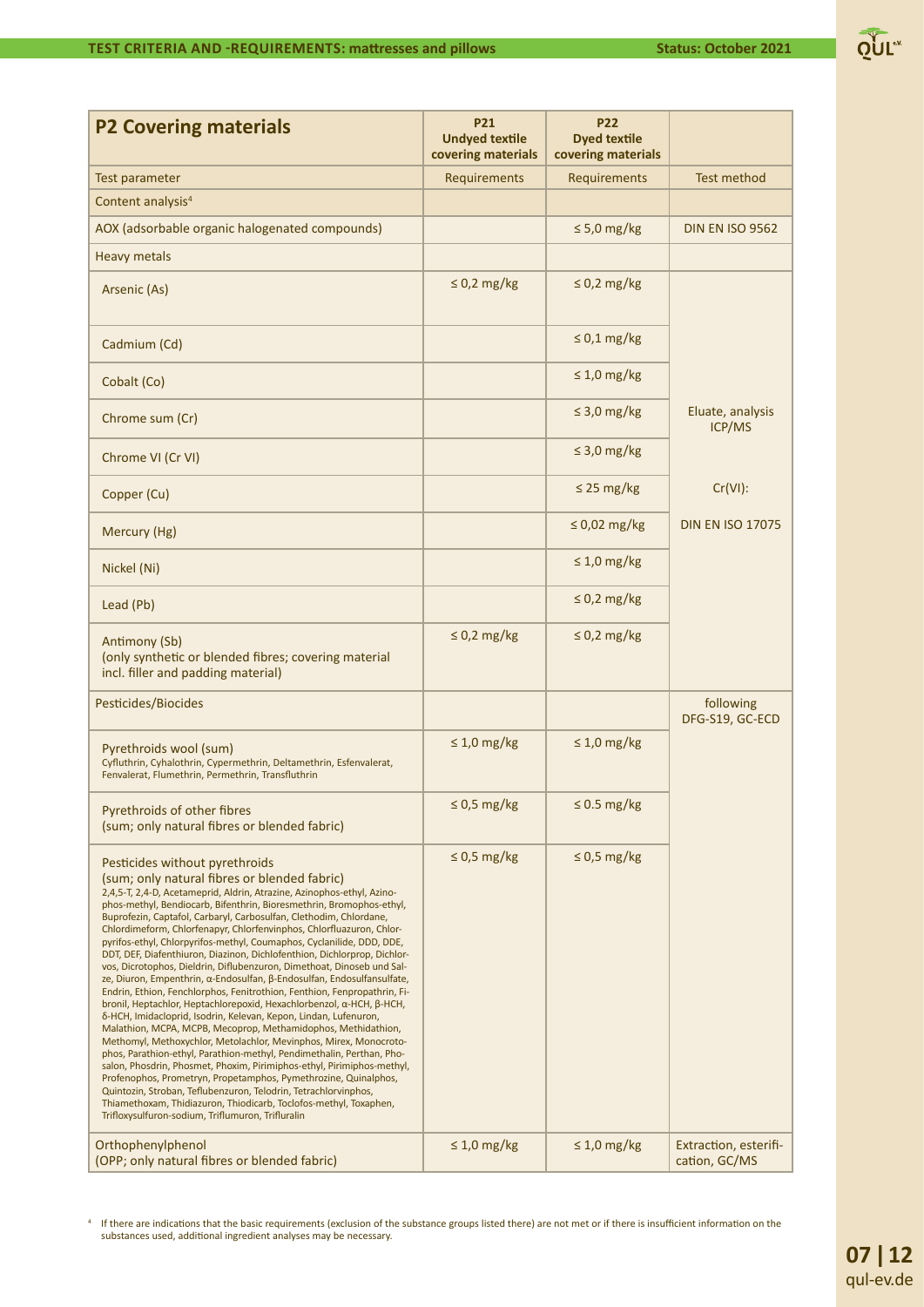| P2 Covering materials | P21 Undyed textile covering materials | P22 Dyed textile covering materials | |
|---|---|---|---|
| Test parameter | Requirements | Requirements | Test method |
| Content analysis[4] | | | |
| AOX (adsorbable organic halogenated compounds) | | ≤ 5,0 mg/kg | DIN EN ISO 9562 |
| Heavy metals | | | |
| Arsenic (As) | ≤ 0,2 mg/kg | ≤ 0,2 mg/kg | Eluate, analysis ICP/MS<br><br>Cr(VI):<br><br>DIN EN ISO 17075 |
| Cadmium (Cd) | | ≤ 0,1 mg/kg | |
| Cobalt (Co) | | ≤ 1,0 mg/kg | |
| Chrome sum (Cr) | | ≤ 3,0 mg/kg | |
| Chrome VI (Cr VI) | | ≤ 3,0 mg/kg | |
| Copper (Cu) | | ≤ 25 mg/kg | |
| Mercury (Hg) | | ≤ 0,02 mg/kg | |
| Nickel (Ni) | | ≤ 1,0 mg/kg | |
| Lead (Pb) | | ≤ 0,2 mg/kg | |
| Antimony (Sb) (only synthetic or blended fibres; covering material incl. filler and padding material) | ≤ 0,2 mg/kg | ≤ 0,2 mg/kg | |
| Pesticides/Biocides | | | following DFG-S19, GC-ECD |
| Pyrethroids wool (sum)<br>Cyfluthrin, Cyhalothrin, Cypermethrin, Deltamethrin, Esfenvalerat, Fenvalerat, Flumethrin, Permethrin, Transfluthrin | ≤ 1,0 mg/kg | ≤ 1,0 mg/kg | |
| Pyrethroids of other fibres (sum; only natural fibres or blended fabric) | ≤ 0,5 mg/kg | ≤ 0.5 mg/kg | |
| Pesticides without pyrethroids (sum; only natural fibres or blended fabric)<br>2,4,5-T, 2,4-D, Acetameprid, Aldrin, Atrazine, Azinophos-ethyl, Azinophos-methyl, Bendiocarb, Bifenthrin, Bioresmethrin, Bromophos-ethyl, Buprofezin, Captafol, Carbaryl, Carbosulfan, Clethodim, Chlordane, Chlordimeform, Chlorfenapyr, Chlorfenvinphos, Chlorfluazuron, Chlorpyrifos-ethyl, Chlorpyrifos-methyl, Coumaphos, Cyclanilide, DDD, DDE, DDT, DEF, Diafenthiuron, Diazinon, Dichlofenthion, Dichlorprop, Dichlorvos, Dicrotophos, Dieldrin, Diflubenzuron, Dimethoat, Dinoseb und Salze, Diuron, Empenthrin, α-Endosulfan, β-Endosulfan, Endosulfansulfate, Endrin, Ethion, Fenchlorphos, Fenitrothion, Fenthion, Fenpropathrin, Fibronil, Heptachlor, Heptachlorepoxid, Hexachlorbenzol, α-HCH, β-HCH, δ-HCH, Imidacloprid, Isodrin, Kelevan, Kepon, Lindan, Lufenuron, Malathion, MCPA, MCPB, Mecoprop, Methamidophos, Methidathion, Methomyl, Methoxychlor, Metolachlor, Mevinphos, Mirex, Monocrotophos, Parathion-ethyl, Parathion-methyl, Pendimethalin, Perthan, Phosalon, Phosdrin, Phosmet, Phoxim, Pirimiphos-ethyl, Pirimiphos-methyl, Profenophos, Prometryn, Propetamphos, Pymethrozine, Quinalphos, Quintozin, Stroban, Teflubenzuron, Telodrin, Tetrachlorvinphos, Thiamethoxam, Thidiazuron, Thiodicarb, Toclofos-methyl, Toxaphen, Trifloxysulfuron-sodium, Triflumuron, Trifluralin | ≤ 0,5 mg/kg | ≤ 0,5 mg/kg | |
| Orthophenylphenol (OPP; only natural fibres or blended fabric) | ≤ 1,0 mg/kg | ≤ 1,0 mg/kg | Extraction, esterification, GC/MS |

[4] If there are indications that the basic requirements (exclusion of the substance groups listed there) are not met or if there is insufficient information on the substances used, additional ingredient analyses may be necessary.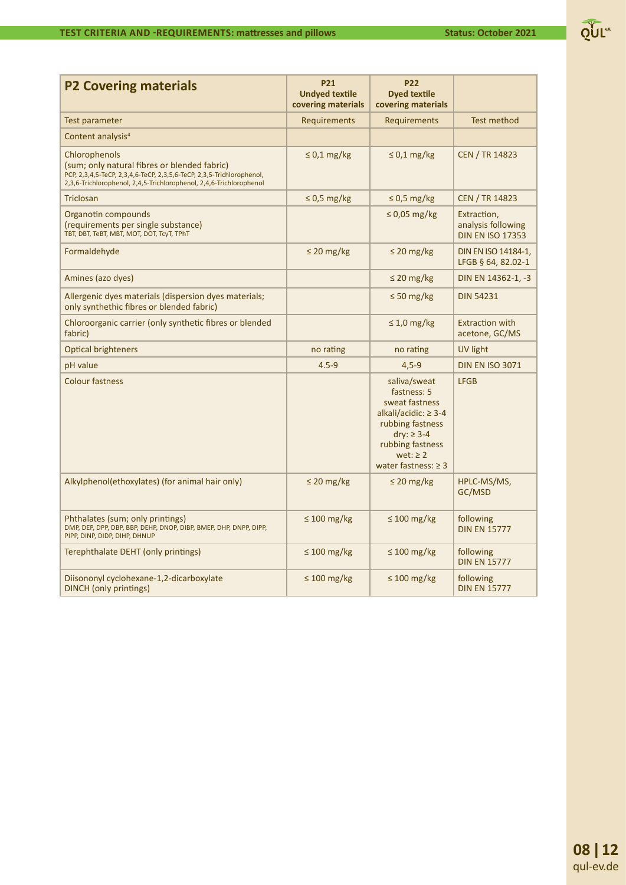| **P2 Covering materials** | **P21 Undyed textile covering materials** | **P22 Dyed textile covering materials** | |
|---|---|---|---|
| Test parameter | Requirements | Requirements | Test method |
| Content analysis[4] | | | |
| Chlorophenols (sum; only natural fibres or blended fabric) PCP, 2,3,4,5-TeCP, 2,3,4,6-TeCP, 2,3,5,6-TeCP, 2,3,5-Trichlorophenol, 2,3,6-Trichlorophenol, 2,4,5-Trichlorophenol, 2,4,6-Trichlorophenol | ≤ 0,1 mg/kg | ≤ 0,1 mg/kg | CEN / TR 14823 |
| Triclosan | ≤ 0,5 mg/kg | ≤ 0,5 mg/kg | CEN / TR 14823 |
| Organotin compounds (requirements per single substance) TBT, DBT, TeBT, MBT, MOT, DOT, TcyT, TPhT | | ≤ 0,05 mg/kg | Extraction, analysis following DIN EN ISO 17353 |
| Formaldehyde | ≤ 20 mg/kg | ≤ 20 mg/kg | DIN EN ISO 14184-1, LFGB § 64, 82.02-1 |
| Amines (azo dyes) | | ≤ 20 mg/kg | DIN EN 14362-1, -3 |
| Allergenic dyes materials (dispersion dyes materials; only synthethic fibres or blended fabric) | | ≤ 50 mg/kg | DIN 54231 |
| Chloroorganic carrier (only synthetic fibres or blended fabric) | | ≤ 1,0 mg/kg | Extraction with acetone, GC/MS |
| Optical brighteners | no rating | no rating | UV light |
| pH value | 4.5-9 | 4,5-9 | DIN EN ISO 3071 |
| Colour fastness | | saliva/sweat fastness: 5 sweat fastness alkali/acidic: ≥ 3-4 rubbing fastness dry: ≥ 3-4 rubbing fastness wet: ≥ 2 water fastness: ≥ 3 | LFGB |
| Alkylphenol(ethoxylates) (for animal hair only) | ≤ 20 mg/kg | ≤ 20 mg/kg | HPLC-MS/MS, GC/MSD |
| Phthalates (sum; only printings) DMP, DEP, DPP, DBP, BBP, DEHP, DNOP, DIBP, BMEP, DHP, DNPP, DIPP, PIPP, DINP, DIDP, DIHP, DHNUP | ≤ 100 mg/kg | ≤ 100 mg/kg | following DIN EN 15777 |
| Terephthalate DEHT (only printings) | ≤ 100 mg/kg | ≤ 100 mg/kg | following DIN EN 15777 |
| Diisononyl cyclohexane-1,2-dicarboxylate DINCH (only printings) | ≤ 100 mg/kg | ≤ 100 mg/kg | following DIN EN 15777 |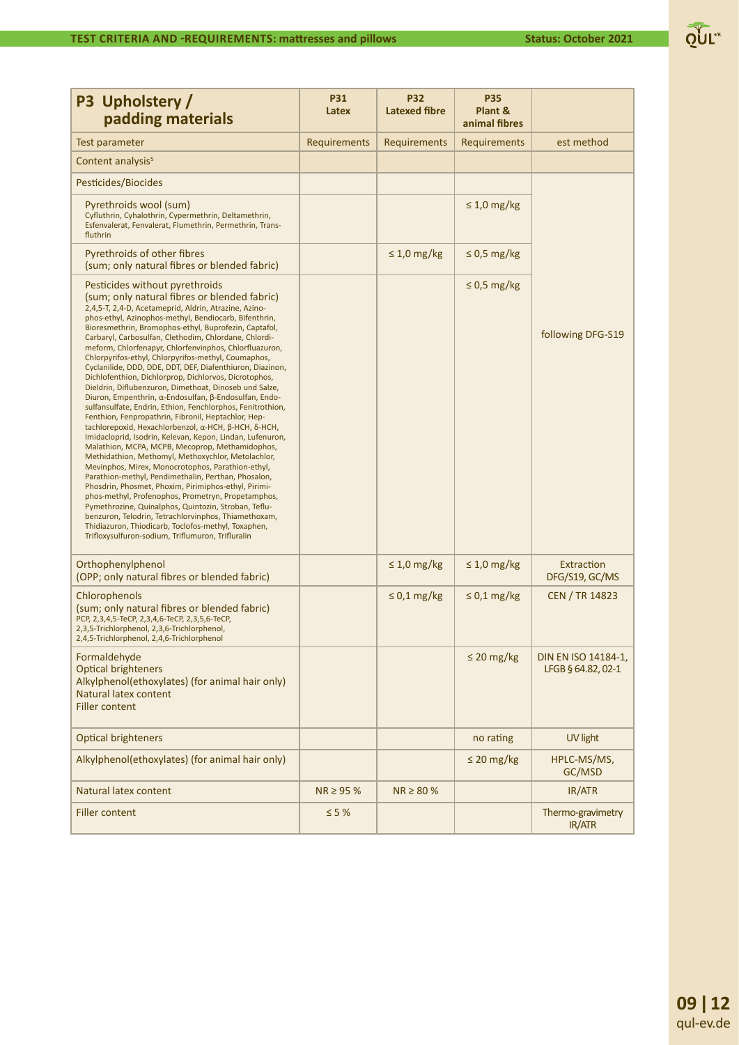| P3 Upholstery / padding materials | P31 Latex | P32 Latexed fibre | P35 Plant & animal fibres | |
|---|---|---|---|---|
| Test parameter | Requirements | Requirements | Requirements | est method |
| Content analysis[5] | | | | |
| Pesticides/Biocides | | | | following DFG-S19 |
| Pyrethroids wool (sum) Cyfluthrin, Cyhalothrin, Cypermethrin, Deltamethrin, Esfenvalerat, Fenvalerat, Flumethrin, Permethrin, Transfluthrin | | | ≤ 1,0 mg/kg | |
| Pyrethroids of other fibres (sum; only natural fibres or blended fabric) | | ≤ 1,0 mg/kg | ≤ 0,5 mg/kg | |
| Pesticides without pyrethroids (sum; only natural fibres or blended fabric) 2,4,5-T, 2,4-D, Acetameprid, Aldrin, Atrazine, Azinophos-ethyl, Azinophos-methyl, Bendiocarb, Bifenthrin, Bioresmethrin, Bromophos-ethyl, Buprofezin, Captafol, Carbaryl, Carbosulfan, Clethodim, Chlordane, Chlordimeform, Chlorfenapyr, Chlorfenvinphos, Chlorfluazuron, Chlorpyrifos-ethyl, Chlorpyrifos-methyl, Coumaphos, Cyclanilide, DDD, DDE, DDT, DEF, Diafenthiuron, Diazinon, Dichlofenthion, Dichlorprop, Dichlorvos, Dicrotophos, Dieldrin, Diflubenzuron, Dimethoat, Dinoseb und Salze, Diuron, Empenthrin, α-Endosulfan, β-Endosulfan, Endosulfansulfate, Endrin, Ethion, Fenchlorphos, Fenitrothion, Fenthion, Fenpropathrin, Fibronil, Heptachlor, Heptachlorepoxid, Hexachlorbenzol, α-HCH, β-HCH, δ-HCH, Imidacloprid, Isodrin, Kelevan, Kepon, Lindan, Lufenuron, Malathion, MCPA, MCPB, Mecoprop, Methamidophos, Methidathion, Methomyl, Methoxychlor, Metolachlor, Mevinphos, Mirex, Monocrotophos, Parathion-ethyl, Parathion-methyl, Pendimethalin, Perthan, Phosalon, Phosdrin, Phosmet, Phoxim, Pirimiphos-ethyl, Pirimiphos-methyl, Profenophos, Prometryn, Propetamphos, Pymethrozine, Quinalphos, Quintozin, Stroban, Teflubenzuron, Telodrin, Tetrachlorvinphos, Thiamethoxam, Thidiazuron, Thiodicarb, Toclofos-methyl, Toxaphen, Trifloxysulfuron-sodium, Triflumuron, Trifluralin | | | ≤ 0,5 mg/kg | |
| Orthophenylphenol (OPP; only natural fibres or blended fabric) | | ≤ 1,0 mg/kg | ≤ 1,0 mg/kg | Extraction DFG/S19, GC/MS |
| Chlorophenols (sum; only natural fibres or blended fabric) PCP, 2,3,4,5-TeCP, 2,3,4,6-TeCP, 2,3,5,6-TeCP, 2,3,5-Trichlorphenol, 2,3,6-Trichlorphenol, 2,4,5-Trichlorphenol, 2,4,6-Trichlorphenol | | ≤ 0,1 mg/kg | ≤ 0,1 mg/kg | CEN / TR 14823 |
| Formaldehyde Optical brighteners Alkylphenol(ethoxylates) (for animal hair only) Natural latex content Filler content | | | ≤ 20 mg/kg | DIN EN ISO 14184-1, LFGB § 64.82, 02-1 |
| Optical brighteners | | | no rating | UV light |
| Alkylphenol(ethoxylates) (for animal hair only) | | | ≤ 20 mg/kg | HPLC-MS/MS, GC/MSD |
| Natural latex content | NR ≥ 95 % | NR ≥ 80 % | | IR/ATR |
| Filler content | ≤ 5 % | | | Thermo-gravimetry IR/ATR |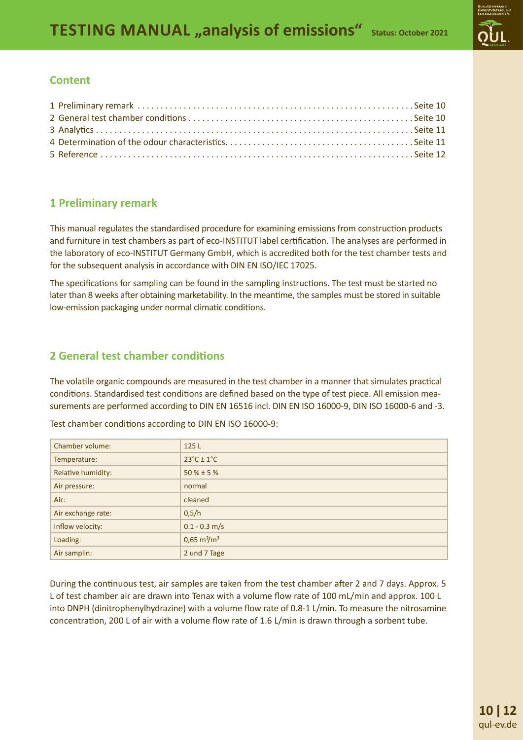# TESTING MANUAL „analysis of emissions" Status: October 2021

## Content

1 Preliminary remark ............................................................ Seite 10
2 General test chamber conditions ................................................ Seite 10
3 Analytics ...................................................................... Seite 11
4 Determination of the odour characteristics ..................................... Seite 11
5 Reference ...................................................................... Seite 12

## 1 Preliminary remark

This manual regulates the standardised procedure for examining emissions from construction products and furniture in test chambers as part of eco-INSTITUT label certification. The analyses are performed in the laboratory of eco-INSTITUT Germany GmbH, which is accredited both for the test chamber tests and for the subsequent analysis in accordance with DIN EN ISO/IEC 17025.

The specifications for sampling can be found in the sampling instructions. The test must be started no later than 8 weeks after obtaining marketability. In the meantime, the samples must be stored in suitable low-emission packaging under normal climatic conditions.

## 2 General test chamber conditions

The volatile organic compounds are measured in the test chamber in a manner that simulates practical conditions. Standardised test conditions are defined based on the type of test piece. All emission measurements are performed according to DIN EN 16516 incl. DIN EN ISO 16000-9, DIN ISO 16000-6 and -3.

Test chamber conditions according to DIN EN ISO 16000-9:

| | |
|---|---|
| Chamber volume: | 125 L |
| Temperature: | 23°C ± 1°C |
| Relative humidity: | 50 % ± 5 % |
| Air pressure: | normal |
| Air: | cleaned |
| Air exchange rate: | 0,5/h |
| Inflow velocity: | 0.1 - 0.3 m/s |
| Loading: | 0,65 m²/m³ |
| Air samplin: | 2 und 7 Tage |

During the continuous test, air samples are taken from the test chamber after 2 and 7 days. Approx. 5 L of test chamber air are drawn into Tenax with a volume flow rate of 100 mL/min and approx. 100 L into DNPH (dinitrophenylhydrazine) with a volume flow rate of 0.8-1 L/min. To measure the nitrosamine concentration, 200 L of air with a volume flow rate of 1.6 L/min is drawn through a sorbent tube.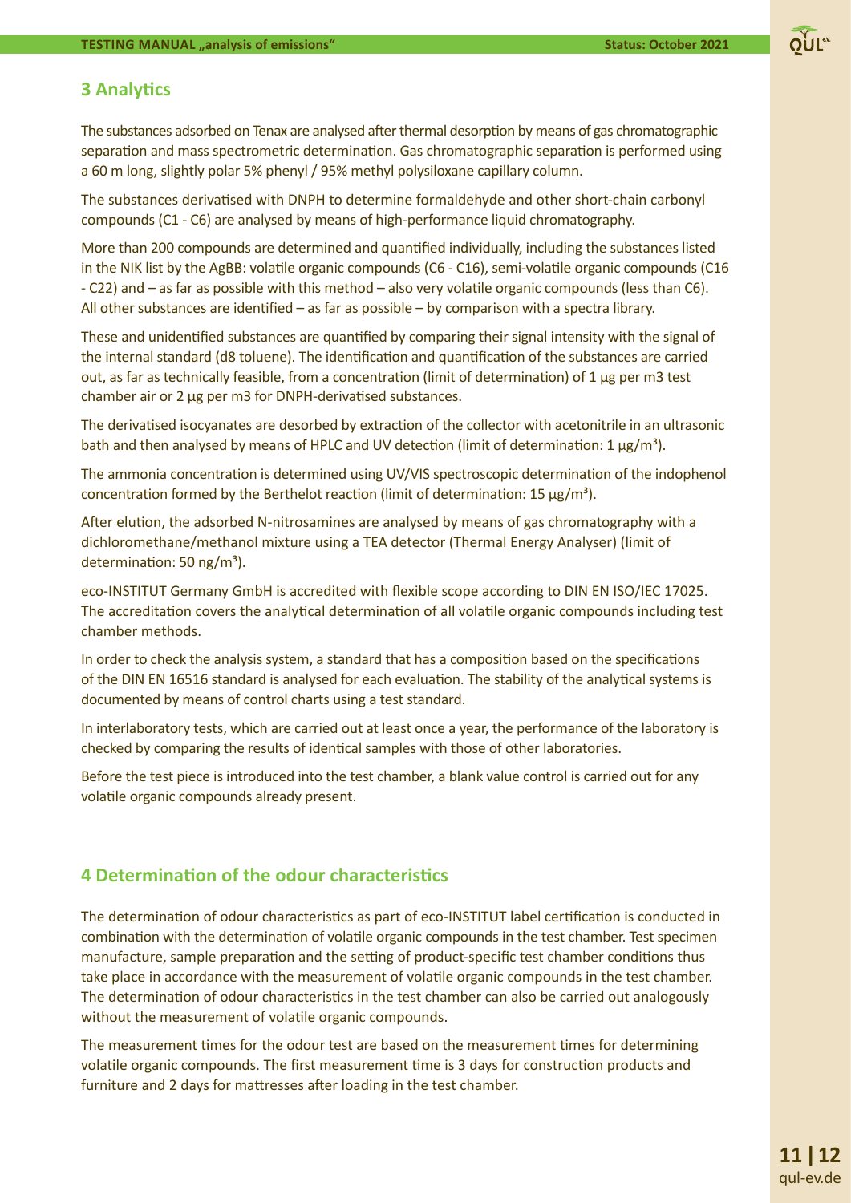## 3 Analytics

The substances adsorbed on Tenax are analysed after thermal desorption by means of gas chromatographic separation and mass spectrometric determination. Gas chromatographic separation is performed using a 60 m long, slightly polar 5% phenyl / 95% methyl polysiloxane capillary column.

The substances derivatised with DNPH to determine formaldehyde and other short-chain carbonyl compounds (C1 - C6) are analysed by means of high-performance liquid chromatography.

More than 200 compounds are determined and quantified individually, including the substances listed in the NIK list by the AgBB: volatile organic compounds (C6 - C16), semi-volatile organic compounds (C16 - C22) and – as far as possible with this method – also very volatile organic compounds (less than C6). All other substances are identified – as far as possible – by comparison with a spectra library.

These and unidentified substances are quantified by comparing their signal intensity with the signal of the internal standard (d8 toluene). The identification and quantification of the substances are carried out, as far as technically feasible, from a concentration (limit of determination) of 1 µg per m3 test chamber air or 2 µg per m3 for DNPH-derivatised substances.

The derivatised isocyanates are desorbed by extraction of the collector with acetonitrile in an ultrasonic bath and then analysed by means of HPLC and UV detection (limit of determination: 1 µg/m³).

The ammonia concentration is determined using UV/VIS spectroscopic determination of the indophenol concentration formed by the Berthelot reaction (limit of determination: 15 µg/m³).

After elution, the adsorbed N-nitrosamines are analysed by means of gas chromatography with a dichloromethane/methanol mixture using a TEA detector (Thermal Energy Analyser) (limit of determination: 50 ng/m³).

eco-INSTITUT Germany GmbH is accredited with flexible scope according to DIN EN ISO/IEC 17025. The accreditation covers the analytical determination of all volatile organic compounds including test chamber methods.

In order to check the analysis system, a standard that has a composition based on the specifications of the DIN EN 16516 standard is analysed for each evaluation. The stability of the analytical systems is documented by means of control charts using a test standard.

In interlaboratory tests, which are carried out at least once a year, the performance of the laboratory is checked by comparing the results of identical samples with those of other laboratories.

Before the test piece is introduced into the test chamber, a blank value control is carried out for any volatile organic compounds already present.

## 4 Determination of the odour characteristics

The determination of odour characteristics as part of eco-INSTITUT label certification is conducted in combination with the determination of volatile organic compounds in the test chamber. Test specimen manufacture, sample preparation and the setting of product-specific test chamber conditions thus take place in accordance with the measurement of volatile organic compounds in the test chamber. The determination of odour characteristics in the test chamber can also be carried out analogously without the measurement of volatile organic compounds.

The measurement times for the odour test are based on the measurement times for determining volatile organic compounds. The first measurement time is 3 days for construction products and furniture and 2 days for mattresses after loading in the test chamber.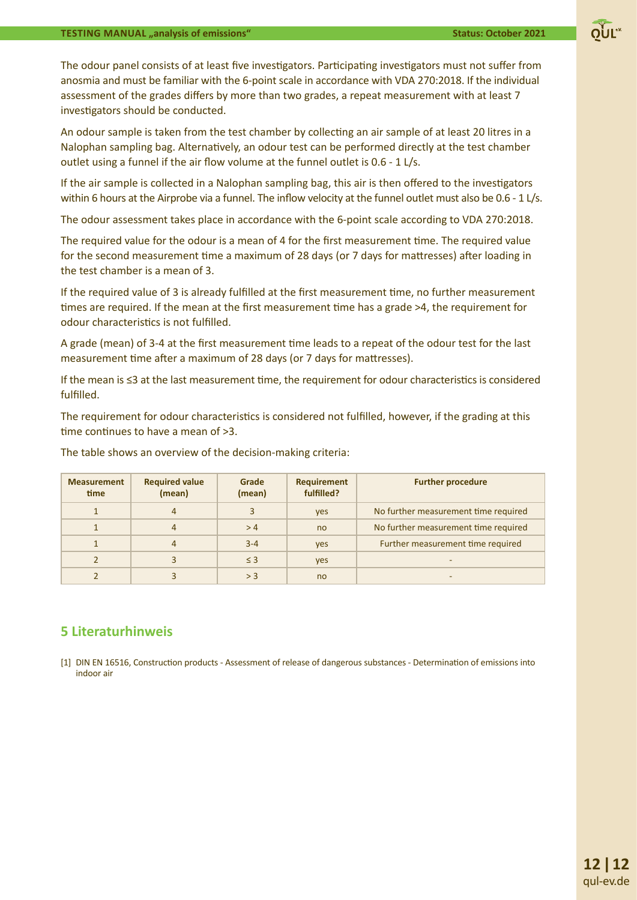The odour panel consists of at least five investigators. Participating investigators must not suffer from anosmia and must be familiar with the 6-point scale in accordance with VDA 270:2018. If the individual assessment of the grades differs by more than two grades, a repeat measurement with at least 7 investigators should be conducted.

An odour sample is taken from the test chamber by collecting an air sample of at least 20 litres in a Nalophan sampling bag. Alternatively, an odour test can be performed directly at the test chamber outlet using a funnel if the air flow volume at the funnel outlet is 0.6 - 1 L/s.

If the air sample is collected in a Nalophan sampling bag, this air is then offered to the investigators within 6 hours at the Airprobe via a funnel. The inflow velocity at the funnel outlet must also be 0.6 - 1 L/s.

The odour assessment takes place in accordance with the 6-point scale according to VDA 270:2018.

The required value for the odour is a mean of 4 for the first measurement time. The required value for the second measurement time a maximum of 28 days (or 7 days for mattresses) after loading in the test chamber is a mean of 3.

If the required value of 3 is already fulfilled at the first measurement time, no further measurement times are required. If the mean at the first measurement time has a grade >4, the requirement for odour characteristics is not fulfilled.

A grade (mean) of 3-4 at the first measurement time leads to a repeat of the odour test for the last measurement time after a maximum of 28 days (or 7 days for mattresses).

If the mean is ≤3 at the last measurement time, the requirement for odour characteristics is considered fulfilled.

The requirement for odour characteristics is considered not fulfilled, however, if the grading at this time continues to have a mean of >3.

The table shows an overview of the decision-making criteria:

| Measurement time | Required value (mean) | Grade (mean) | Requirement fulfilled? | Further procedure |
|---|---|---|---|---|
| 1 | 4 | 3 | yes | No further measurement time required |
| 1 | 4 | > 4 | no | No further measurement time required |
| 1 | 4 | 3-4 | yes | Further measurement time required |
| 2 | 3 | ≤ 3 | yes | - |
| 2 | 3 | > 3 | no | - |

## 5 Literaturhinweis

[1] DIN EN 16516, Construction products - Assessment of release of dangerous substances - Determination of emissions into indoor air